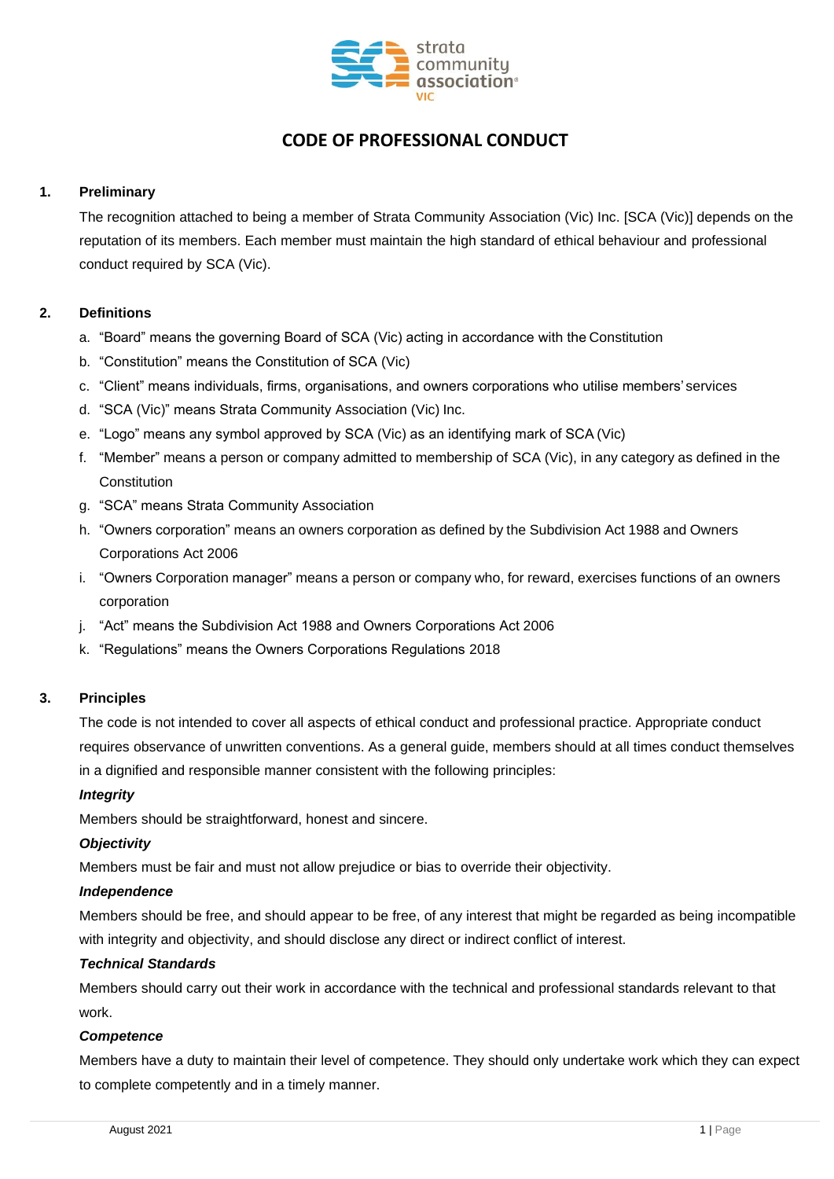# CODE OF PROFESSIONAL CONDUCT

## 1. Preliminary

The recognition attached to being a member of Strata Community Association (Vic) Inc. [SCA (Vic)] depends on the reputation of its members. Each member must maintain the high standard of ethical behaviour and professional conduct required by SCA (Vic).

## 2. Definitions

a. "Board" means the governing Board of SCA (Vic) acting in accordance with the Constitution
b. "Constitution" means the Constitution of SCA (Vic)
c. "Client" means individuals, firms, organisations, and owners corporations who utilise members' services
d. "SCA (Vic)" means Strata Community Association (Vic) Inc.
e. "Logo" means any symbol approved by SCA (Vic) as an identifying mark of SCA (Vic)
f. "Member" means a person or company admitted to membership of SCA (Vic), in any category as defined in the Constitution
g. "SCA" means Strata Community Association
h. "Owners corporation" means an owners corporation as defined by the Subdivision Act 1988 and Owners Corporations Act 2006
i. "Owners Corporation manager" means a person or company who, for reward, exercises functions of an owners corporation
j. "Act" means the Subdivision Act 1988 and Owners Corporations Act 2006
k. "Regulations" means the Owners Corporations Regulations 2018

## 3. Principles

The code is not intended to cover all aspects of ethical conduct and professional practice. Appropriate conduct requires observance of unwritten conventions. As a general guide, members should at all times conduct themselves in a dignified and responsible manner consistent with the following principles:

***Integrity***

Members should be straightforward, honest and sincere.

***Objectivity***

Members must be fair and must not allow prejudice or bias to override their objectivity.

***Independence***

Members should be free, and should appear to be free, of any interest that might be regarded as being incompatible with integrity and objectivity, and should disclose any direct or indirect conflict of interest.

***Technical Standards***

Members should carry out their work in accordance with the technical and professional standards relevant to that work.

***Competence***

Members have a duty to maintain their level of competence. They should only undertake work which they can expect to complete competently and in a timely manner.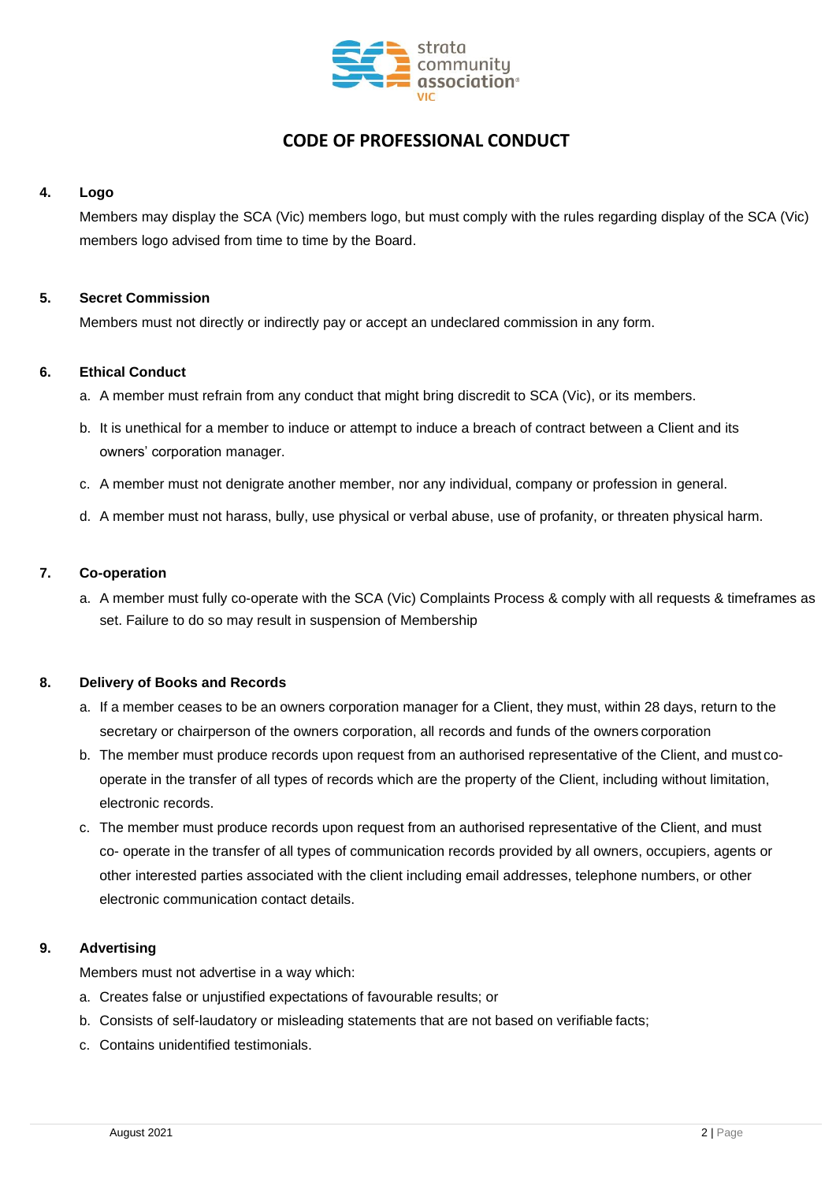# CODE OF PROFESSIONAL CONDUCT

**4. Logo**

Members may display the SCA (Vic) members logo, but must comply with the rules regarding display of the SCA (Vic) members logo advised from time to time by the Board.

**5. Secret Commission**

Members must not directly or indirectly pay or accept an undeclared commission in any form.

**6. Ethical Conduct**

a. A member must refrain from any conduct that might bring discredit to SCA (Vic), or its members.

b. It is unethical for a member to induce or attempt to induce a breach of contract between a Client and its owners' corporation manager.

c. A member must not denigrate another member, nor any individual, company or profession in general.

d. A member must not harass, bully, use physical or verbal abuse, use of profanity, or threaten physical harm.

**7. Co-operation**

a. A member must fully co-operate with the SCA (Vic) Complaints Process & comply with all requests & timeframes as set. Failure to do so may result in suspension of Membership

**8. Delivery of Books and Records**

a. If a member ceases to be an owners corporation manager for a Client, they must, within 28 days, return to the secretary or chairperson of the owners corporation, all records and funds of the owners corporation

b. The member must produce records upon request from an authorised representative of the Client, and must co-operate in the transfer of all types of records which are the property of the Client, including without limitation, electronic records.

c. The member must produce records upon request from an authorised representative of the Client, and must co- operate in the transfer of all types of communication records provided by all owners, occupiers, agents or other interested parties associated with the client including email addresses, telephone numbers, or other electronic communication contact details.

**9. Advertising**

Members must not advertise in a way which:

a. Creates false or unjustified expectations of favourable results; or

b. Consists of self-laudatory or misleading statements that are not based on verifiable facts;

c. Contains unidentified testimonials.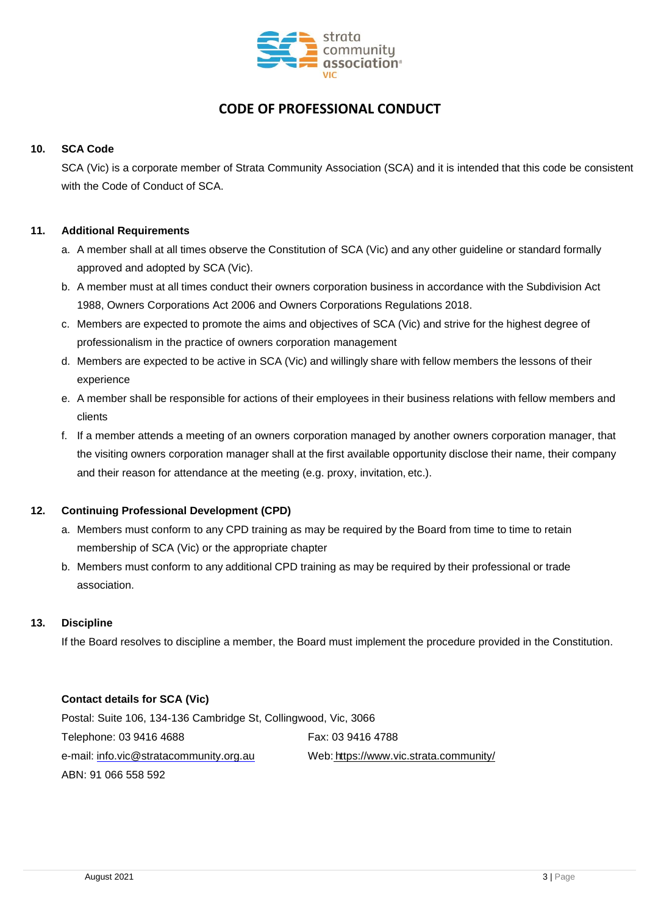strata community association VIC

# CODE OF PROFESSIONAL CONDUCT

**10. SCA Code**

SCA (Vic) is a corporate member of Strata Community Association (SCA) and it is intended that this code be consistent with the Code of Conduct of SCA.

**11. Additional Requirements**

a. A member shall at all times observe the Constitution of SCA (Vic) and any other guideline or standard formally approved and adopted by SCA (Vic).
b. A member must at all times conduct their owners corporation business in accordance with the Subdivision Act 1988, Owners Corporations Act 2006 and Owners Corporations Regulations 2018.
c. Members are expected to promote the aims and objectives of SCA (Vic) and strive for the highest degree of professionalism in the practice of owners corporation management
d. Members are expected to be active in SCA (Vic) and willingly share with fellow members the lessons of their experience
e. A member shall be responsible for actions of their employees in their business relations with fellow members and clients
f. If a member attends a meeting of an owners corporation managed by another owners corporation manager, that the visiting owners corporation manager shall at the first available opportunity disclose their name, their company and their reason for attendance at the meeting (e.g. proxy, invitation, etc.).

**12. Continuing Professional Development (CPD)**

a. Members must conform to any CPD training as may be required by the Board from time to time to retain membership of SCA (Vic) or the appropriate chapter
b. Members must conform to any additional CPD training as may be required by their professional or trade association.

**13. Discipline**

If the Board resolves to discipline a member, the Board must implement the procedure provided in the Constitution.

**Contact details for SCA (Vic)**

Postal: Suite 106, 134-136 Cambridge St, Collingwood, Vic, 3066

Telephone: 03 9416 4688 Fax: 03 9416 4788

e-mail: info.vic@stratacommunity.org.au Web: https://www.vic.strata.community/

ABN: 91 066 558 592

August 2021